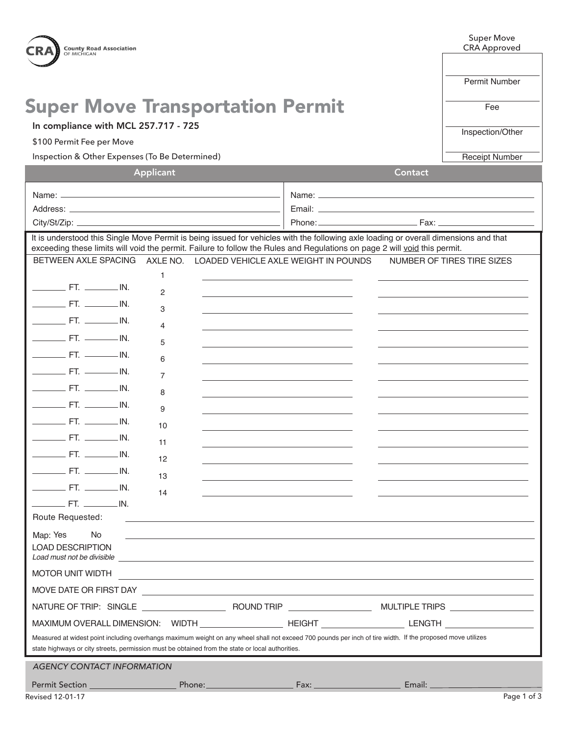County Road Association OF MICHIGAN

| Super Move CRA Approved |
|---|
| Permit Number |
| Fee |
| Inspection/Other |
| Receipt Number |

# Super Move Transportation Permit

**In compliance with MCL 257.717 - 725**

$100 Permit Fee per Move

Inspection & Other Expenses (To Be Determined)

| Applicant | Contact |
|---|---|
| Name: | Name: |
| Address: | Email: |
| City/St/Zip: | Phone: Fax: |

It is understood this Single Move Permit is being issued for vehicles with the following axle loading or overall dimensions and that exceeding these limits will void the permit. Failure to follow the Rules and Regulations on page 2 will void this permit.

| BETWEEN AXLE SPACING | AXLE NO. | LOADED VEHICLE AXLE WEIGHT IN POUNDS | NUMBER OF TIRES TIRE SIZES |
|---|---|---|---|
| | 1 | | |
| ____ FT. ____ IN. | 2 | | |
| ____ FT. ____ IN. | 3 | | |
| ____ FT. ____ IN. | 4 | | |
| ____ FT. ____ IN. | 5 | | |
| ____ FT. ____ IN. | 6 | | |
| ____ FT. ____ IN. | 7 | | |
| ____ FT. ____ IN. | 8 | | |
| ____ FT. ____ IN. | 9 | | |
| ____ FT. ____ IN. | 10 | | |
| ____ FT. ____ IN. | 11 | | |
| ____ FT. ____ IN. | 12 | | |
| ____ FT. ____ IN. | 13 | | |
| ____ FT. ____ IN. | 14 | | |
| ____ FT. ____ IN. | | | |

Route Requested: ________________

Map: Yes No ________________

LOAD DESCRIPTION
*Load must not be divisible* ________________

MOTOR UNIT WIDTH ________________

MOVE DATE OR FIRST DAY ________________

NATURE OF TRIP: SINGLE ________ ROUND TRIP ________ MULTIPLE TRIPS ________

MAXIMUM OVERALL DIMENSION: WIDTH ________ HEIGHT ________ LENGTH ________

Measured at widest point including overhangs maximum weight on any wheel shall not exceed 700 pounds per inch of tire width. If the proposed move utilizes state highways or city streets, permission must be obtained from the state or local authorities.

*AGENCY CONTACT INFORMATION*

Permit Section ________ Phone: ________ Fax: ________ Email: ________

Revised 12-01-17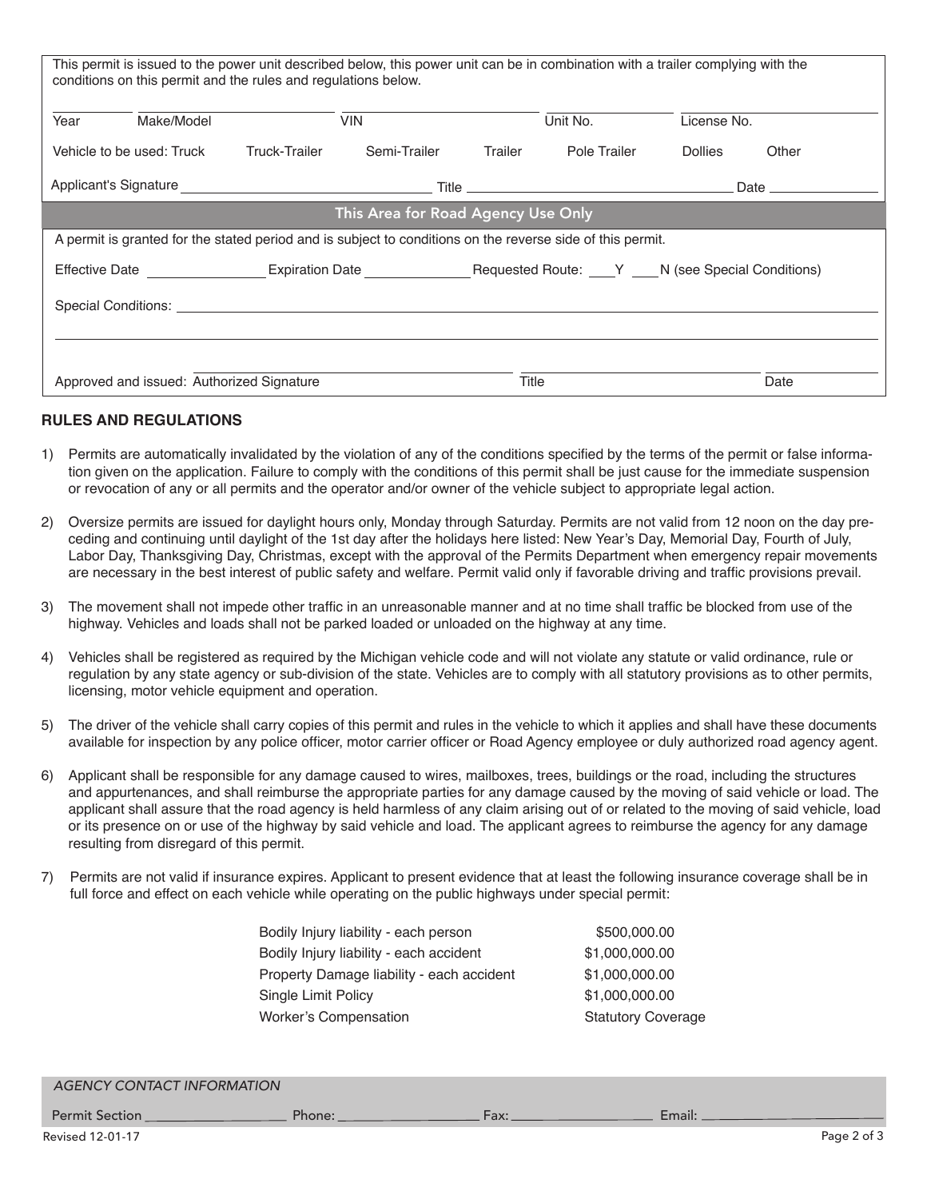This permit is issued to the power unit described below, this power unit can be in combination with a trailer complying with the conditions on this permit and the rules and regulations below.

Year ______ Make/Model ______ VIN ______ Unit No. ______ License No. ______

Vehicle to be used: Truck   Truck-Trailer   Semi-Trailer   Trailer   Pole Trailer   Dollies   Other

Applicant's Signature ______________________ Title ______________________ Date ____________

**This Area for Road Agency Use Only**

A permit is granted for the stated period and is subject to conditions on the reverse side of this permit.

Effective Date ____________ Expiration Date ____________ Requested Route: ___Y ___N (see Special Conditions)

Special Conditions: ______________________________________________

______________________________________________

Approved and issued: Authorized Signature ______________________ Title ______________________ Date ____________

## RULES AND REGULATIONS

1) Permits are automatically invalidated by the violation of any of the conditions specified by the terms of the permit or false information given on the application. Failure to comply with the conditions of this permit shall be just cause for the immediate suspension or revocation of any or all permits and the operator and/or owner of the vehicle subject to appropriate legal action.

2) Oversize permits are issued for daylight hours only, Monday through Saturday. Permits are not valid from 12 noon on the day preceding and continuing until daylight of the 1st day after the holidays here listed: New Year's Day, Memorial Day, Fourth of July, Labor Day, Thanksgiving Day, Christmas, except with the approval of the Permits Department when emergency repair movements are necessary in the best interest of public safety and welfare. Permit valid only if favorable driving and traffic provisions prevail.

3) The movement shall not impede other traffic in an unreasonable manner and at no time shall traffic be blocked from use of the highway. Vehicles and loads shall not be parked loaded or unloaded on the highway at any time.

4) Vehicles shall be registered as required by the Michigan vehicle code and will not violate any statute or valid ordinance, rule or regulation by any state agency or sub-division of the state. Vehicles are to comply with all statutory provisions as to other permits, licensing, motor vehicle equipment and operation.

5) The driver of the vehicle shall carry copies of this permit and rules in the vehicle to which it applies and shall have these documents available for inspection by any police officer, motor carrier officer or Road Agency employee or duly authorized road agency agent.

6) Applicant shall be responsible for any damage caused to wires, mailboxes, trees, buildings or the road, including the structures and appurtenances, and shall reimburse the appropriate parties for any damage caused by the moving of said vehicle or load. The applicant shall assure that the road agency is held harmless of any claim arising out of or related to the moving of said vehicle, load or its presence on or use of the highway by said vehicle and load. The applicant agrees to reimburse the agency for any damage resulting from disregard of this permit.

7) Permits are not valid if insurance expires. Applicant to present evidence that at least the following insurance coverage shall be in full force and effect on each vehicle while operating on the public highways under special permit:

| | |
|---|---|
| Bodily Injury liability - each person | $500,000.00 |
| Bodily Injury liability - each accident | $1,000,000.00 |
| Property Damage liability - each accident | $1,000,000.00 |
| Single Limit Policy | $1,000,000.00 |
| Worker's Compensation | Statutory Coverage |

*AGENCY CONTACT INFORMATION*

Permit Section ____________ Phone: ____________ Fax: ____________ Email: ____________

Revised 12-01-17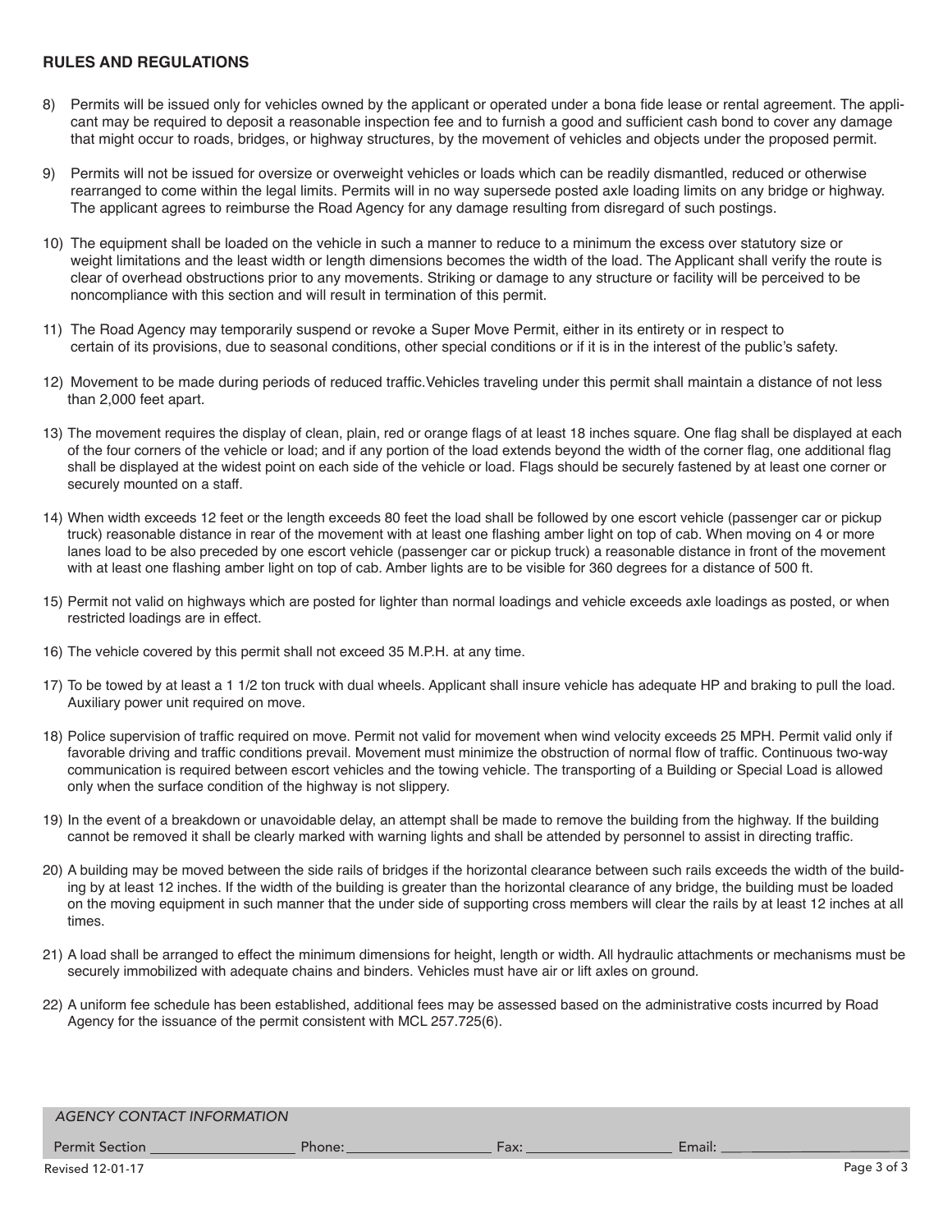## RULES AND REGULATIONS

8) Permits will be issued only for vehicles owned by the applicant or operated under a bona fide lease or rental agreement. The applicant may be required to deposit a reasonable inspection fee and to furnish a good and sufficient cash bond to cover any damage that might occur to roads, bridges, or highway structures, by the movement of vehicles and objects under the proposed permit.

9) Permits will not be issued for oversize or overweight vehicles or loads which can be readily dismantled, reduced or otherwise rearranged to come within the legal limits. Permits will in no way supersede posted axle loading limits on any bridge or highway. The applicant agrees to reimburse the Road Agency for any damage resulting from disregard of such postings.

10) The equipment shall be loaded on the vehicle in such a manner to reduce to a minimum the excess over statutory size or weight limitations and the least width or length dimensions becomes the width of the load. The Applicant shall verify the route is clear of overhead obstructions prior to any movements. Striking or damage to any structure or facility will be perceived to be noncompliance with this section and will result in termination of this permit.

11) The Road Agency may temporarily suspend or revoke a Super Move Permit, either in its entirety or in respect to certain of its provisions, due to seasonal conditions, other special conditions or if it is in the interest of the public's safety.

12) Movement to be made during periods of reduced traffic.Vehicles traveling under this permit shall maintain a distance of not less than 2,000 feet apart.

13) The movement requires the display of clean, plain, red or orange flags of at least 18 inches square. One flag shall be displayed at each of the four corners of the vehicle or load; and if any portion of the load extends beyond the width of the corner flag, one additional flag shall be displayed at the widest point on each side of the vehicle or load. Flags should be securely fastened by at least one corner or securely mounted on a staff.

14) When width exceeds 12 feet or the length exceeds 80 feet the load shall be followed by one escort vehicle (passenger car or pickup truck) reasonable distance in rear of the movement with at least one flashing amber light on top of cab. When moving on 4 or more lanes load to be also preceded by one escort vehicle (passenger car or pickup truck) a reasonable distance in front of the movement with at least one flashing amber light on top of cab. Amber lights are to be visible for 360 degrees for a distance of 500 ft.

15) Permit not valid on highways which are posted for lighter than normal loadings and vehicle exceeds axle loadings as posted, or when restricted loadings are in effect.

16) The vehicle covered by this permit shall not exceed 35 M.P.H. at any time.

17) To be towed by at least a 1 1/2 ton truck with dual wheels. Applicant shall insure vehicle has adequate HP and braking to pull the load. Auxiliary power unit required on move.

18) Police supervision of traffic required on move. Permit not valid for movement when wind velocity exceeds 25 MPH. Permit valid only if favorable driving and traffic conditions prevail. Movement must minimize the obstruction of normal flow of traffic. Continuous two-way communication is required between escort vehicles and the towing vehicle. The transporting of a Building or Special Load is allowed only when the surface condition of the highway is not slippery.

19) In the event of a breakdown or unavoidable delay, an attempt shall be made to remove the building from the highway. If the building cannot be removed it shall be clearly marked with warning lights and shall be attended by personnel to assist in directing traffic.

20) A building may be moved between the side rails of bridges if the horizontal clearance between such rails exceeds the width of the building by at least 12 inches. If the width of the building is greater than the horizontal clearance of any bridge, the building must be loaded on the moving equipment in such manner that the under side of supporting cross members will clear the rails by at least 12 inches at all times.

21) A load shall be arranged to effect the minimum dimensions for height, length or width. All hydraulic attachments or mechanisms must be securely immobilized with adequate chains and binders. Vehicles must have air or lift axles on ground.

22) A uniform fee schedule has been established, additional fees may be assessed based on the administrative costs incurred by Road Agency for the issuance of the permit consistent with MCL 257.725(6).

*AGENCY CONTACT INFORMATION*

Permit Section ____________________ Phone: ____________________ Fax: ____________________ Email: ____________________

Revised 12-01-17